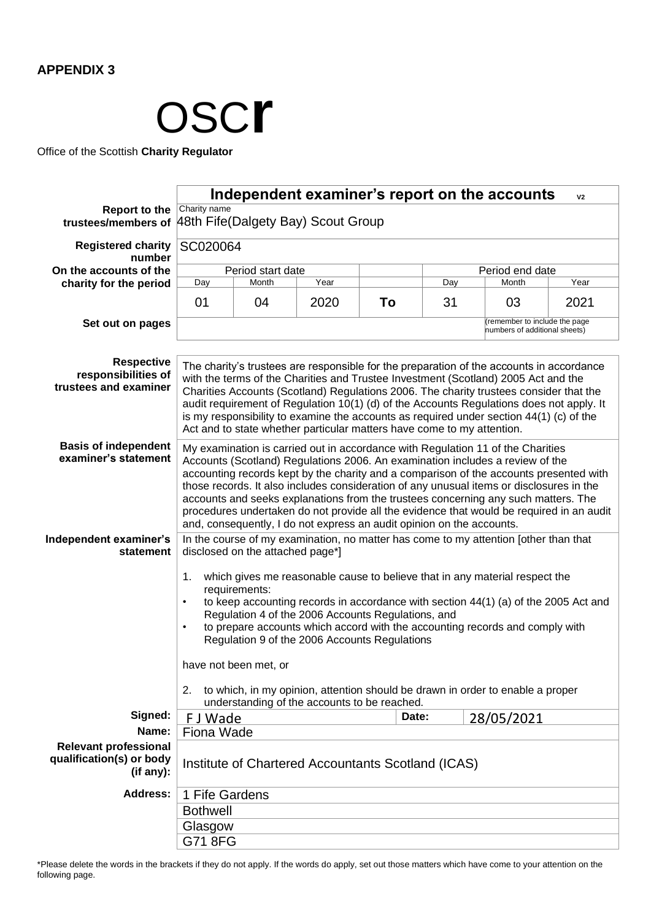**APPENDIX 3**

OSCR

Office of the Scottish **Charity Regulator**

## Independent examiner's report on the accounts V2

| | | | | | | | |
|---|---|---|---|---|---|---|---|
| **Report to the trustees/members of** | Charity name<br>48th Fife(Dalgety Bay) Scout Group | | | | | | |
| **Registered charity number** | SC020064 | | | | | | |
| **On the accounts of the charity for the period** | Period start date | | | | Period end date | | |
| | Day | Month | Year | | Day | Month | Year |
| | 01 | 04 | 2020 | To | 31 | 03 | 2021 |
| **Set out on pages** | | | | | (remember to include the page numbers of additional sheets) | | |

**Respective responsibilities of trustees and examiner**

The charity's trustees are responsible for the preparation of the accounts in accordance with the terms of the Charities and Trustee Investment (Scotland) 2005 Act and the Charities Accounts (Scotland) Regulations 2006. The charity trustees consider that the audit requirement of Regulation 10(1) (d) of the Accounts Regulations does not apply. It is my responsibility to examine the accounts as required under section 44(1) (c) of the Act and to state whether particular matters have come to my attention.

**Basis of independent examiner's statement**

My examination is carried out in accordance with Regulation 11 of the Charities Accounts (Scotland) Regulations 2006. An examination includes a review of the accounting records kept by the charity and a comparison of the accounts presented with those records. It also includes consideration of any unusual items or disclosures in the accounts and seeks explanations from the trustees concerning any such matters. The procedures undertaken do not provide all the evidence that would be required in an audit and, consequently, I do not express an audit opinion on the accounts.

**Independent examiner's statement**

In the course of my examination, no matter has come to my attention [other than that disclosed on the attached page*]

1. which gives me reasonable cause to believe that in any material respect the requirements:
   - to keep accounting records in accordance with section 44(1) (a) of the 2005 Act and Regulation 4 of the 2006 Accounts Regulations, and
   - to prepare accounts which accord with the accounting records and comply with Regulation 9 of the 2006 Accounts Regulations

have not been met, or

2. to which, in my opinion, attention should be drawn in order to enable a proper understanding of the accounts to be reached.

| | | | |
|---|---|---|---|
| **Signed:** | F J Wade | **Date:** | 28/05/2021 |
| **Name:** | Fiona Wade | | |
| **Relevant professional qualification(s) or body (if any):** | Institute of Chartered Accountants Scotland (ICAS) | | |
| **Address:** | 1 Fife Gardens<br>Bothwell<br>Glasgow<br>G71 8FG | | |

*Please delete the words in the brackets if they do not apply. If the words do apply, set out those matters which have come to your attention on the following page.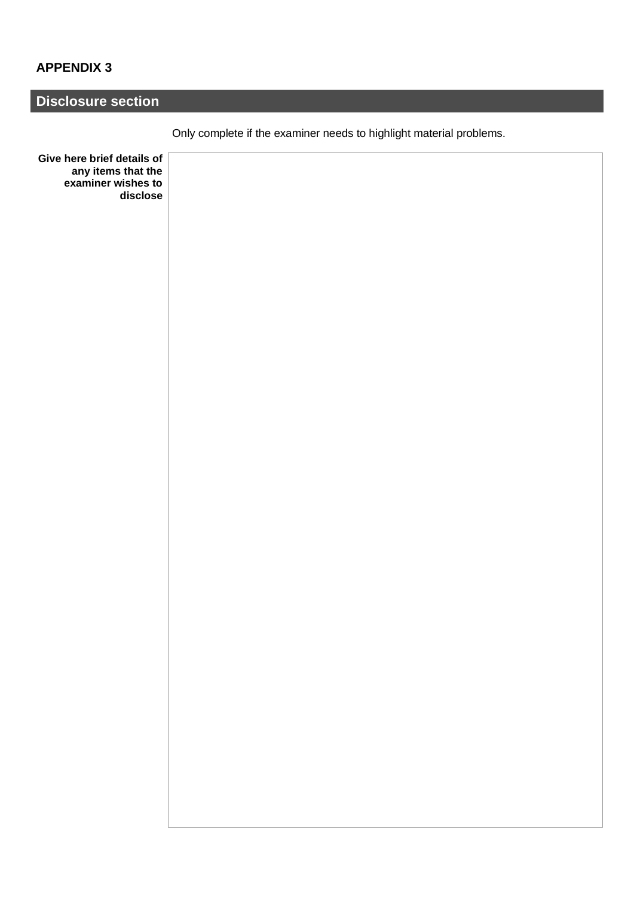**APPENDIX 3**

## Disclosure section

Only complete if the examiner needs to highlight material problems.

| | |
|---|---|
| **Give here brief details of any items that the examiner wishes to disclose** | |